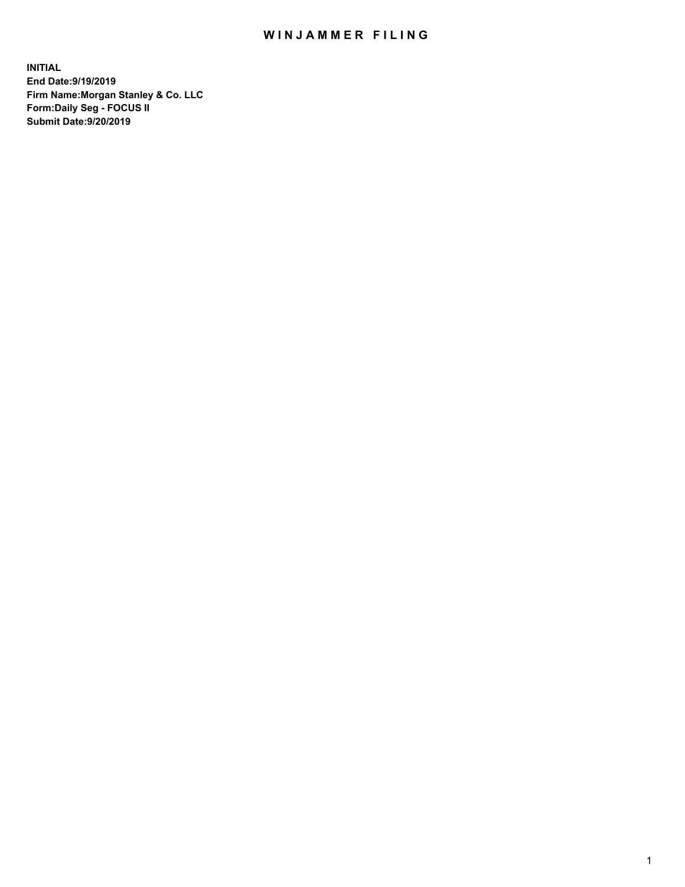# WINJAMMER FILING

**INITIAL**
**End Date:9/19/2019**
**Firm Name:Morgan Stanley & Co. LLC**
**Form:Daily Seg - FOCUS II**
**Submit Date:9/20/2019**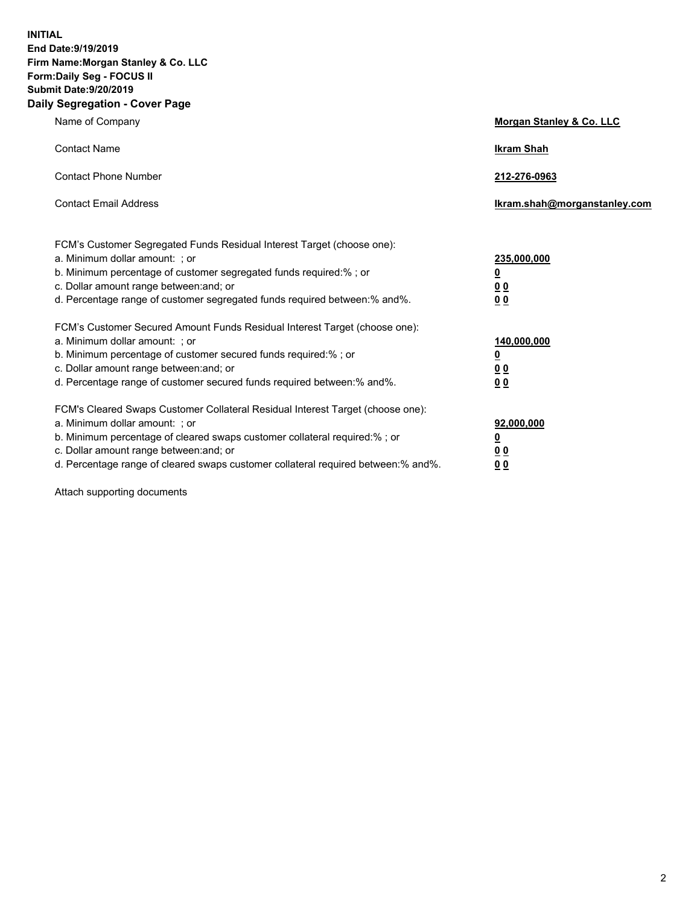**INITIAL**
**End Date:9/19/2019**
**Firm Name:Morgan Stanley & Co. LLC**
**Form:Daily Seg - FOCUS II**
**Submit Date:9/20/2019**
**Daily Segregation - Cover Page**

| | |
|---|---|
| Name of Company | **Morgan Stanley & Co. LLC** |
| Contact Name | **Ikram Shah** |
| Contact Phone Number | **212-276-0963** |
| Contact Email Address | **Ikram.shah@morganstanley.com** |

| | |
|---|---|
| FCM's Customer Segregated Funds Residual Interest Target (choose one): | |
| a. Minimum dollar amount: ; or | **235,000,000** |
| b. Minimum percentage of customer segregated funds required:% ; or | **0** |
| c. Dollar amount range between:and; or | **0 0** |
| d. Percentage range of customer segregated funds required between:% and%. | **0 0** |
| FCM's Customer Secured Amount Funds Residual Interest Target (choose one): | |
| a. Minimum dollar amount: ; or | **140,000,000** |
| b. Minimum percentage of customer secured funds required:% ; or | **0** |
| c. Dollar amount range between:and; or | **0 0** |
| d. Percentage range of customer secured funds required between:% and%. | **0 0** |
| FCM's Cleared Swaps Customer Collateral Residual Interest Target (choose one): | |
| a. Minimum dollar amount: ; or | **92,000,000** |
| b. Minimum percentage of cleared swaps customer collateral required:% ; or | **0** |
| c. Dollar amount range between:and; or | **0 0** |
| d. Percentage range of cleared swaps customer collateral required between:% and%. | **0 0** |

Attach supporting documents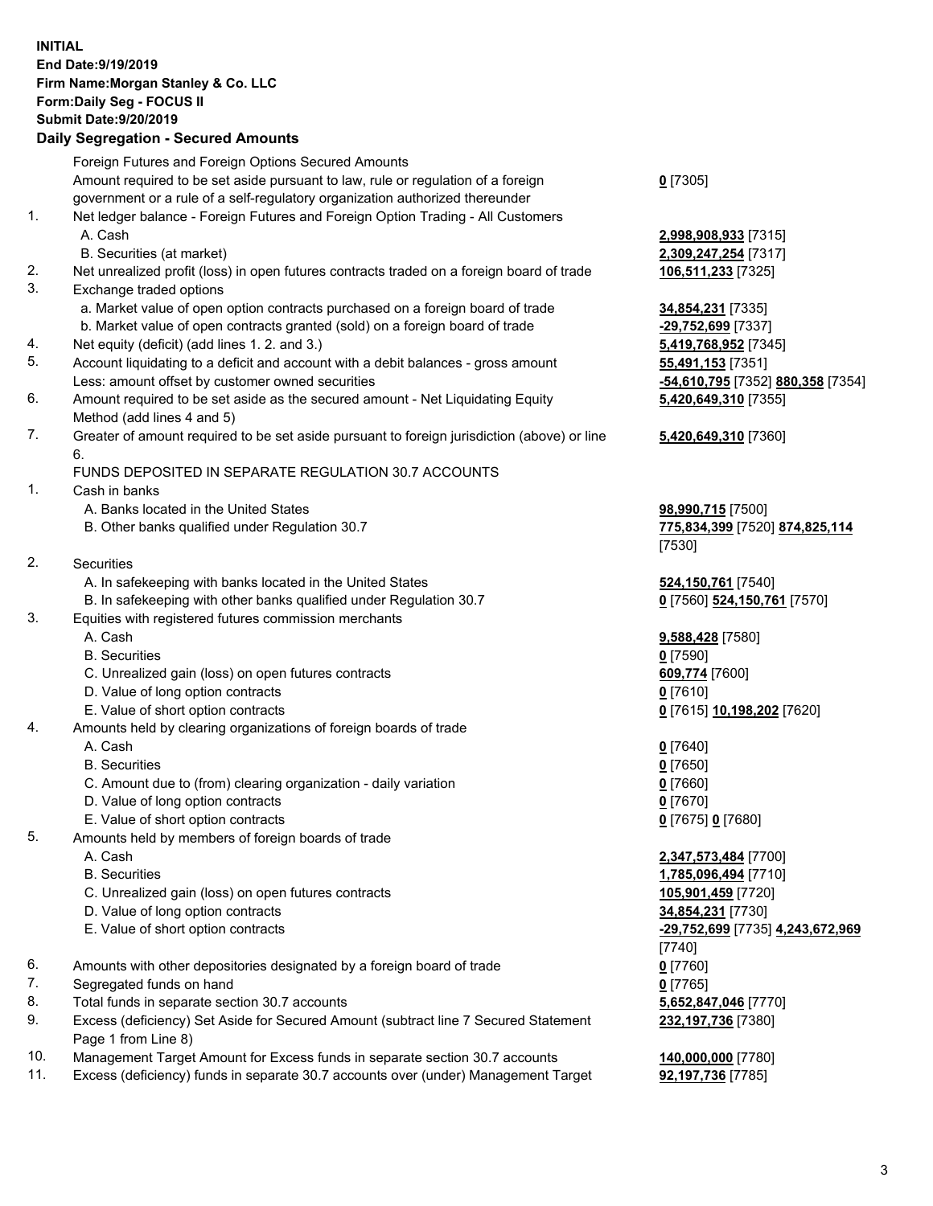**INITIAL**
**End Date:9/19/2019**
**Firm Name:Morgan Stanley & Co. LLC**
**Form:Daily Seg - FOCUS II**
**Submit Date:9/20/2019**

### Daily Segregation - Secured Amounts

| | | |
|---|---|---|
| | Foreign Futures and Foreign Options Secured Amounts | |
| | Amount required to be set aside pursuant to law, rule or regulation of a foreign government or a rule of a self-regulatory organization authorized thereunder | **0** [7305] |
| 1. | Net ledger balance - Foreign Futures and Foreign Option Trading - All Customers | |
| | A. Cash | **2,998,908,933** [7315] |
| | B. Securities (at market) | **2,309,247,254** [7317] |
| 2. | Net unrealized profit (loss) in open futures contracts traded on a foreign board of trade | **106,511,233** [7325] |
| 3. | Exchange traded options | |
| | a. Market value of open option contracts purchased on a foreign board of trade | **34,854,231** [7335] |
| | b. Market value of open contracts granted (sold) on a foreign board of trade | **-29,752,699** [7337] |
| 4. | Net equity (deficit) (add lines 1. 2. and 3.) | **5,419,768,952** [7345] |
| 5. | Account liquidating to a deficit and account with a debit balances - gross amount | **55,491,153** [7351] |
| | Less: amount offset by customer owned securities | **-54,610,795** [7352] **880,358** [7354] |
| 6. | Amount required to be set aside as the secured amount - Net Liquidating Equity Method (add lines 4 and 5) | **5,420,649,310** [7355] |
| 7. | Greater of amount required to be set aside pursuant to foreign jurisdiction (above) or line 6. | **5,420,649,310** [7360] |
| | FUNDS DEPOSITED IN SEPARATE REGULATION 30.7 ACCOUNTS | |
| 1. | Cash in banks | |
| | A. Banks located in the United States | **98,990,715** [7500] |
| | B. Other banks qualified under Regulation 30.7 | **775,834,399** [7520] **874,825,114** [7530] |
| 2. | Securities | |
| | A. In safekeeping with banks located in the United States | **524,150,761** [7540] |
| | B. In safekeeping with other banks qualified under Regulation 30.7 | **0** [7560] **524,150,761** [7570] |
| 3. | Equities with registered futures commission merchants | |
| | A. Cash | **9,588,428** [7580] |
| | B. Securities | **0** [7590] |
| | C. Unrealized gain (loss) on open futures contracts | **609,774** [7600] |
| | D. Value of long option contracts | **0** [7610] |
| | E. Value of short option contracts | **0** [7615] **10,198,202** [7620] |
| 4. | Amounts held by clearing organizations of foreign boards of trade | |
| | A. Cash | **0** [7640] |
| | B. Securities | **0** [7650] |
| | C. Amount due to (from) clearing organization - daily variation | **0** [7660] |
| | D. Value of long option contracts | **0** [7670] |
| | E. Value of short option contracts | **0** [7675] **0** [7680] |
| 5. | Amounts held by members of foreign boards of trade | |
| | A. Cash | **2,347,573,484** [7700] |
| | B. Securities | **1,785,096,494** [7710] |
| | C. Unrealized gain (loss) on open futures contracts | **105,901,459** [7720] |
| | D. Value of long option contracts | **34,854,231** [7730] |
| | E. Value of short option contracts | **-29,752,699** [7735] **4,243,672,969** [7740] |
| 6. | Amounts with other depositories designated by a foreign board of trade | **0** [7760] |
| 7. | Segregated funds on hand | **0** [7765] |
| 8. | Total funds in separate section 30.7 accounts | **5,652,847,046** [7770] |
| 9. | Excess (deficiency) Set Aside for Secured Amount (subtract line 7 Secured Statement Page 1 from Line 8) | **232,197,736** [7380] |
| 10. | Management Target Amount for Excess funds in separate section 30.7 accounts | **140,000,000** [7780] |
| 11. | Excess (deficiency) funds in separate 30.7 accounts over (under) Management Target | **92,197,736** [7785] |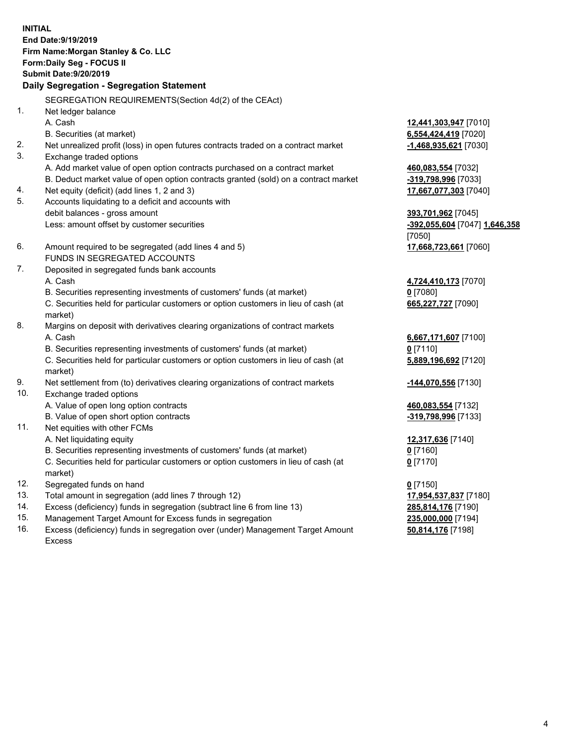**INITIAL**
**End Date:9/19/2019**
**Firm Name:Morgan Stanley & Co. LLC**
**Form:Daily Seg - FOCUS II**
**Submit Date:9/20/2019**

## Daily Segregation - Segregation Statement

SEGREGATION REQUIREMENTS(Section 4d(2) of the CEAct)

| | | |
|---|---|---|
| 1. | Net ledger balance | |
| | A. Cash | **12,441,303,947** [7010] |
| | B. Securities (at market) | **6,554,424,419** [7020] |
| 2. | Net unrealized profit (loss) in open futures contracts traded on a contract market | **-1,468,935,621** [7030] |
| 3. | Exchange traded options | |
| | A. Add market value of open option contracts purchased on a contract market | **460,083,554** [7032] |
| | B. Deduct market value of open option contracts granted (sold) on a contract market | **-319,798,996** [7033] |
| 4. | Net equity (deficit) (add lines 1, 2 and 3) | **17,667,077,303** [7040] |
| 5. | Accounts liquidating to a deficit and accounts with debit balances - gross amount | **393,701,962** [7045] |
| | Less: amount offset by customer securities | **-392,055,604** [7047] **1,646,358** [7050] |
| 6. | Amount required to be segregated (add lines 4 and 5) | **17,668,723,661** [7060] |
| | FUNDS IN SEGREGATED ACCOUNTS | |
| 7. | Deposited in segregated funds bank accounts | |
| | A. Cash | **4,724,410,173** [7070] |
| | B. Securities representing investments of customers' funds (at market) | **0** [7080] |
| | C. Securities held for particular customers or option customers in lieu of cash (at market) | **665,227,727** [7090] |
| 8. | Margins on deposit with derivatives clearing organizations of contract markets | |
| | A. Cash | **6,667,171,607** [7100] |
| | B. Securities representing investments of customers' funds (at market) | **0** [7110] |
| | C. Securities held for particular customers or option customers in lieu of cash (at market) | **5,889,196,692** [7120] |
| 9. | Net settlement from (to) derivatives clearing organizations of contract markets | **-144,070,556** [7130] |
| 10. | Exchange traded options | |
| | A. Value of open long option contracts | **460,083,554** [7132] |
| | B. Value of open short option contracts | **-319,798,996** [7133] |
| 11. | Net equities with other FCMs | |
| | A. Net liquidating equity | **12,317,636** [7140] |
| | B. Securities representing investments of customers' funds (at market) | **0** [7160] |
| | C. Securities held for particular customers or option customers in lieu of cash (at market) | **0** [7170] |
| 12. | Segregated funds on hand | **0** [7150] |
| 13. | Total amount in segregation (add lines 7 through 12) | **17,954,537,837** [7180] |
| 14. | Excess (deficiency) funds in segregation (subtract line 6 from line 13) | **285,814,176** [7190] |
| 15. | Management Target Amount for Excess funds in segregation | **235,000,000** [7194] |
| 16. | Excess (deficiency) funds in segregation over (under) Management Target Amount Excess | **50,814,176** [7198] |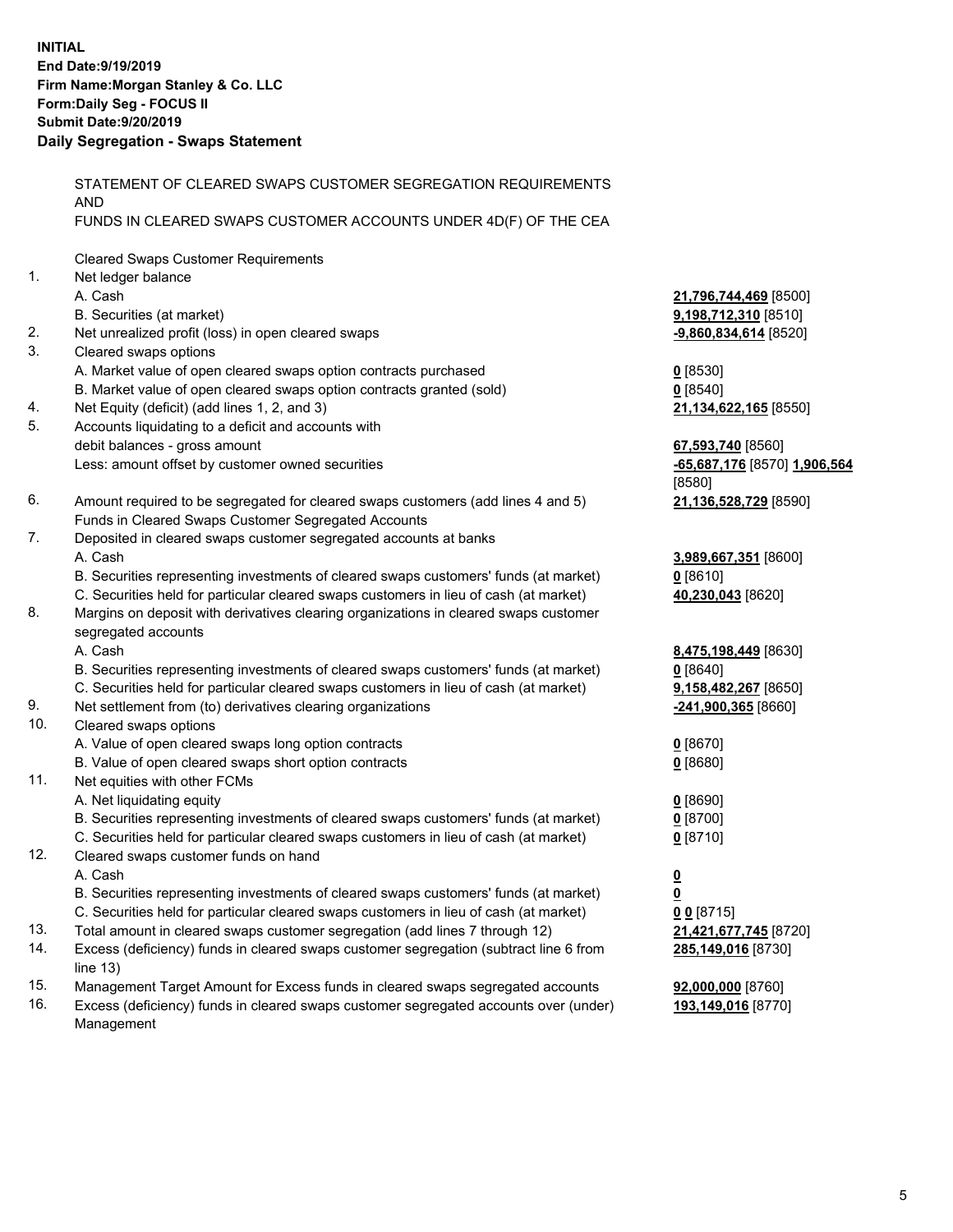**INITIAL**
**End Date:9/19/2019**
**Firm Name:Morgan Stanley & Co. LLC**
**Form:Daily Seg - FOCUS II**
**Submit Date:9/20/2019**
**Daily Segregation - Swaps Statement**

STATEMENT OF CLEARED SWAPS CUSTOMER SEGREGATION REQUIREMENTS AND FUNDS IN CLEARED SWAPS CUSTOMER ACCOUNTS UNDER 4D(F) OF THE CEA

| | | |
|---|---|---|
| | Cleared Swaps Customer Requirements | |
| 1. | Net ledger balance | |
| | A. Cash | **21,796,744,469** [8500] |
| | B. Securities (at market) | **9,198,712,310** [8510] |
| 2. | Net unrealized profit (loss) in open cleared swaps | **-9,860,834,614** [8520] |
| 3. | Cleared swaps options | |
| | A. Market value of open cleared swaps option contracts purchased | **0** [8530] |
| | B. Market value of open cleared swaps option contracts granted (sold) | **0** [8540] |
| 4. | Net Equity (deficit) (add lines 1, 2, and 3) | **21,134,622,165** [8550] |
| 5. | Accounts liquidating to a deficit and accounts with debit balances - gross amount | **67,593,740** [8560] |
| | Less: amount offset by customer owned securities | **-65,687,176** [8570] **1,906,564** [8580] |
| 6. | Amount required to be segregated for cleared swaps customers (add lines 4 and 5) | **21,136,528,729** [8590] |
| | Funds in Cleared Swaps Customer Segregated Accounts | |
| 7. | Deposited in cleared swaps customer segregated accounts at banks | |
| | A. Cash | **3,989,667,351** [8600] |
| | B. Securities representing investments of cleared swaps customers' funds (at market) | **0** [8610] |
| | C. Securities held for particular cleared swaps customers in lieu of cash (at market) | **40,230,043** [8620] |
| 8. | Margins on deposit with derivatives clearing organizations in cleared swaps customer segregated accounts | |
| | A. Cash | **8,475,198,449** [8630] |
| | B. Securities representing investments of cleared swaps customers' funds (at market) | **0** [8640] |
| | C. Securities held for particular cleared swaps customers in lieu of cash (at market) | **9,158,482,267** [8650] |
| 9. | Net settlement from (to) derivatives clearing organizations | **-241,900,365** [8660] |
| 10. | Cleared swaps options | |
| | A. Value of open cleared swaps long option contracts | **0** [8670] |
| | B. Value of open cleared swaps short option contracts | **0** [8680] |
| 11. | Net equities with other FCMs | |
| | A. Net liquidating equity | **0** [8690] |
| | B. Securities representing investments of cleared swaps customers' funds (at market) | **0** [8700] |
| | C. Securities held for particular cleared swaps customers in lieu of cash (at market) | **0** [8710] |
| 12. | Cleared swaps customer funds on hand | |
| | A. Cash | **0** |
| | B. Securities representing investments of cleared swaps customers' funds (at market) | **0** |
| | C. Securities held for particular cleared swaps customers in lieu of cash (at market) | **0** **0** [8715] |
| 13. | Total amount in cleared swaps customer segregation (add lines 7 through 12) | **21,421,677,745** [8720] |
| 14. | Excess (deficiency) funds in cleared swaps customer segregation (subtract line 6 from line 13) | **285,149,016** [8730] |
| 15. | Management Target Amount for Excess funds in cleared swaps segregated accounts | **92,000,000** [8760] |
| 16. | Excess (deficiency) funds in cleared swaps customer segregated accounts over (under) Management | **193,149,016** [8770] |